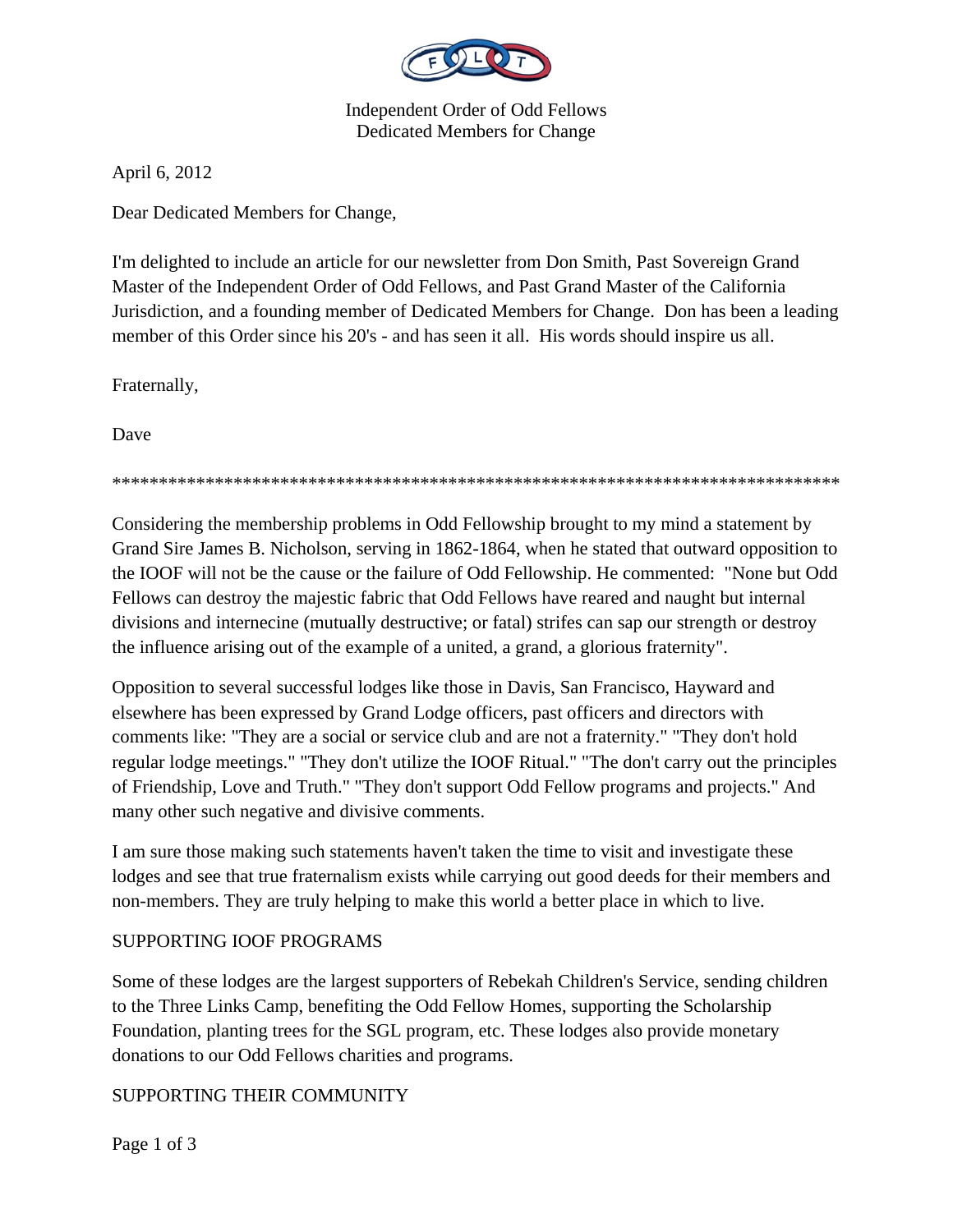Independent Order of Odd Fellows
Dedicated Members for Change

April 6, 2012

Dear Dedicated Members for Change,

I'm delighted to include an article for our newsletter from Don Smith, Past Sovereign Grand Master of the Independent Order of Odd Fellows, and Past Grand Master of the California Jurisdiction, and a founding member of Dedicated Members for Change. Don has been a leading member of this Order since his 20's - and has seen it all. His words should inspire us all.

Fraternally,

Dave

********************************************************************************

Considering the membership problems in Odd Fellowship brought to my mind a statement by Grand Sire James B. Nicholson, serving in 1862-1864, when he stated that outward opposition to the IOOF will not be the cause or the failure of Odd Fellowship. He commented: "None but Odd Fellows can destroy the majestic fabric that Odd Fellows have reared and naught but internal divisions and internecine (mutually destructive; or fatal) strifes can sap our strength or destroy the influence arising out of the example of a united, a grand, a glorious fraternity".

Opposition to several successful lodges like those in Davis, San Francisco, Hayward and elsewhere has been expressed by Grand Lodge officers, past officers and directors with comments like: "They are a social or service club and are not a fraternity." "They don't hold regular lodge meetings." "They don't utilize the IOOF Ritual." "The don't carry out the principles of Friendship, Love and Truth." "They don't support Odd Fellow programs and projects." And many other such negative and divisive comments.

I am sure those making such statements haven't taken the time to visit and investigate these lodges and see that true fraternalism exists while carrying out good deeds for their members and non-members. They are truly helping to make this world a better place in which to live.

SUPPORTING IOOF PROGRAMS

Some of these lodges are the largest supporters of Rebekah Children's Service, sending children to the Three Links Camp, benefiting the Odd Fellow Homes, supporting the Scholarship Foundation, planting trees for the SGL program, etc. These lodges also provide monetary donations to our Odd Fellows charities and programs.

SUPPORTING THEIR COMMUNITY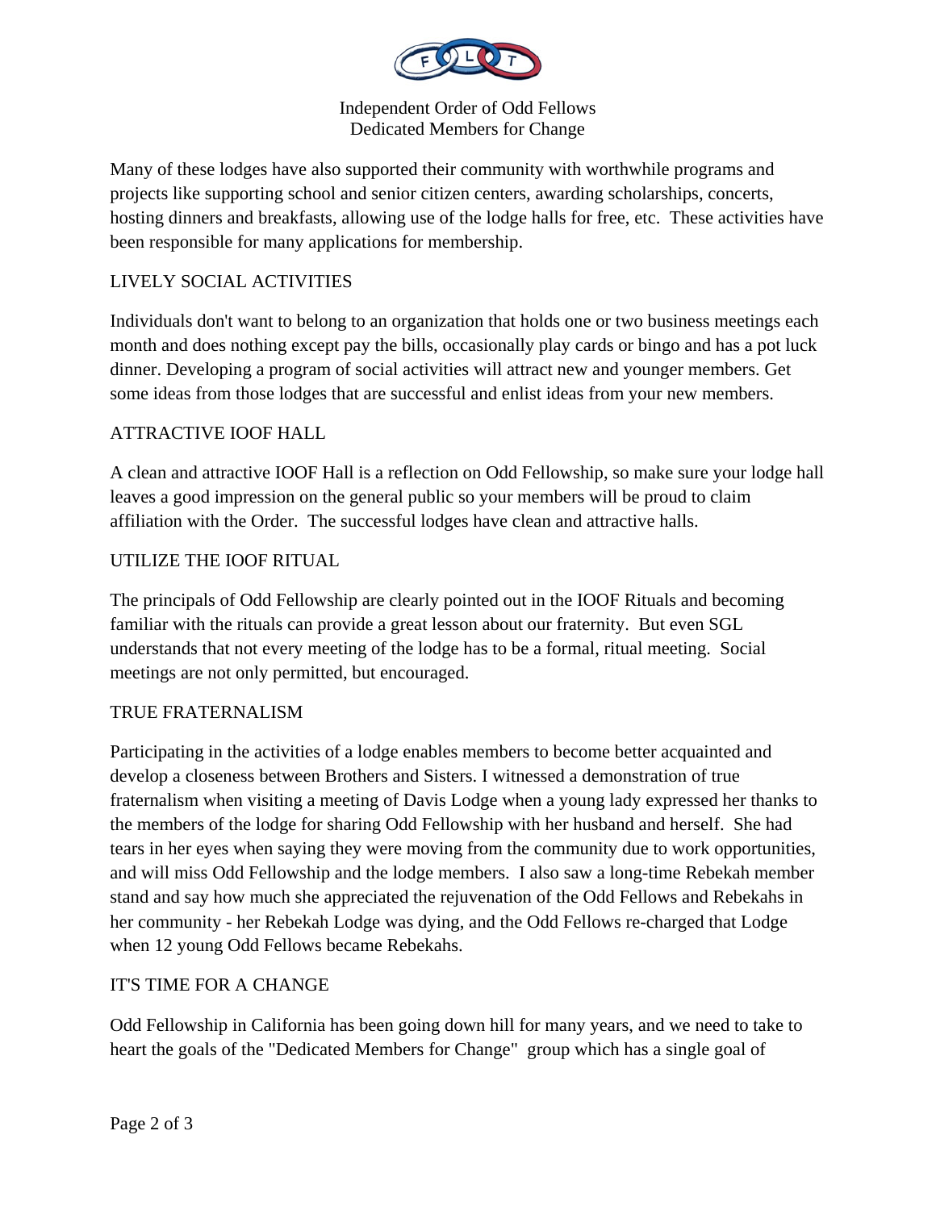Many of these lodges have also supported their community with worthwhile programs and projects like supporting school and senior citizen centers, awarding scholarships, concerts, hosting dinners and breakfasts, allowing use of the lodge halls for free, etc. These activities have been responsible for many applications for membership.

## LIVELY SOCIAL ACTIVITIES

Individuals don't want to belong to an organization that holds one or two business meetings each month and does nothing except pay the bills, occasionally play cards or bingo and has a pot luck dinner. Developing a program of social activities will attract new and younger members. Get some ideas from those lodges that are successful and enlist ideas from your new members.

## ATTRACTIVE IOOF HALL

A clean and attractive IOOF Hall is a reflection on Odd Fellowship, so make sure your lodge hall leaves a good impression on the general public so your members will be proud to claim affiliation with the Order. The successful lodges have clean and attractive halls.

## UTILIZE THE IOOF RITUAL

The principals of Odd Fellowship are clearly pointed out in the IOOF Rituals and becoming familiar with the rituals can provide a great lesson about our fraternity. But even SGL understands that not every meeting of the lodge has to be a formal, ritual meeting. Social meetings are not only permitted, but encouraged.

## TRUE FRATERNALISM

Participating in the activities of a lodge enables members to become better acquainted and develop a closeness between Brothers and Sisters. I witnessed a demonstration of true fraternalism when visiting a meeting of Davis Lodge when a young lady expressed her thanks to the members of the lodge for sharing Odd Fellowship with her husband and herself. She had tears in her eyes when saying they were moving from the community due to work opportunities, and will miss Odd Fellowship and the lodge members. I also saw a long-time Rebekah member stand and say how much she appreciated the rejuvenation of the Odd Fellows and Rebekahs in her community - her Rebekah Lodge was dying, and the Odd Fellows re-charged that Lodge when 12 young Odd Fellows became Rebekahs.

## IT'S TIME FOR A CHANGE

Odd Fellowship in California has been going down hill for many years, and we need to take to heart the goals of the "Dedicated Members for Change" group which has a single goal of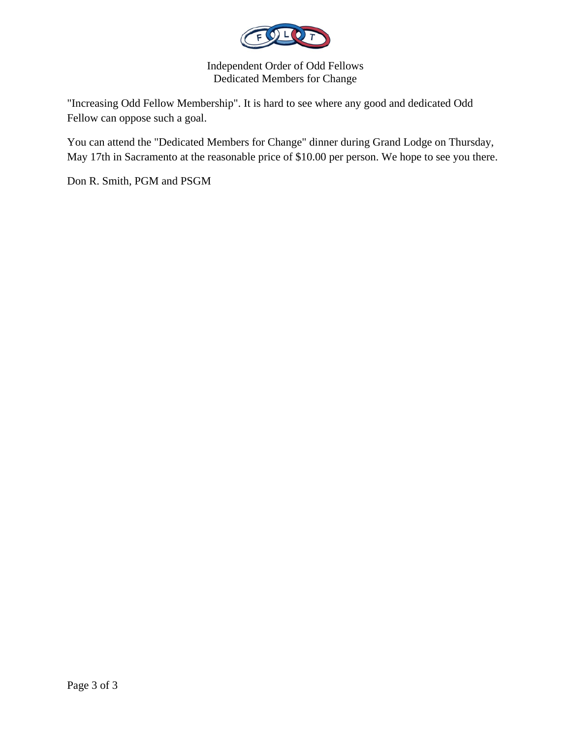Independent Order of Odd Fellows
Dedicated Members for Change

"Increasing Odd Fellow Membership". It is hard to see where any good and dedicated Odd Fellow can oppose such a goal.

You can attend the "Dedicated Members for Change" dinner during Grand Lodge on Thursday, May 17th in Sacramento at the reasonable price of $10.00 per person. We hope to see you there.

Don R. Smith, PGM and PSGM